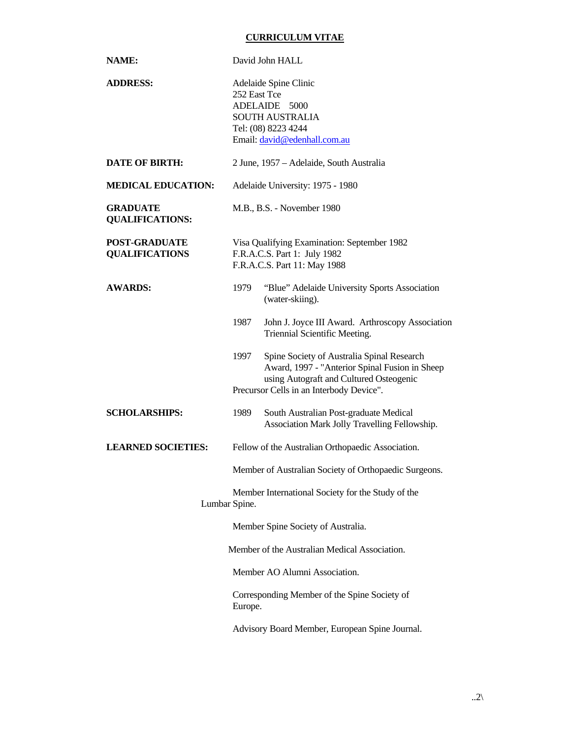# CURRICULUM VITAE

**NAME:** David John HALL

**ADDRESS:** Adelaide Spine Clinic
252 East Tce
ADELAIDE 5000
SOUTH AUSTRALIA
Tel: (08) 8223 4244
Email: david@edenhall.com.au

**DATE OF BIRTH:** 2 June, 1957 – Adelaide, South Australia

**MEDICAL EDUCATION:** Adelaide University: 1975 - 1980

**GRADUATE QUALIFICATIONS:** M.B., B.S. - November 1980

**POST-GRADUATE QUALIFICATIONS**
Visa Qualifying Examination: September 1982
F.R.A.C.S. Part 1: July 1982
F.R.A.C.S. Part 11: May 1988

**AWARDS:**

1979 "Blue" Adelaide University Sports Association (water-skiing).

1987 John J. Joyce III Award. Arthroscopy Association Triennial Scientific Meeting.

1997 Spine Society of Australia Spinal Research Award, 1997 - "Anterior Spinal Fusion in Sheep using Autograft and Cultured Osteogenic Precursor Cells in an Interbody Device".

**SCHOLARSHIPS:**

1989 South Australian Post-graduate Medical Association Mark Jolly Travelling Fellowship.

**LEARNED SOCIETIES:**

Fellow of the Australian Orthopaedic Association.

Member of Australian Society of Orthopaedic Surgeons.

Member International Society for the Study of the Lumbar Spine.

Member Spine Society of Australia.

Member of the Australian Medical Association.

Member AO Alumni Association.

Corresponding Member of the Spine Society of Europe.

Advisory Board Member, European Spine Journal.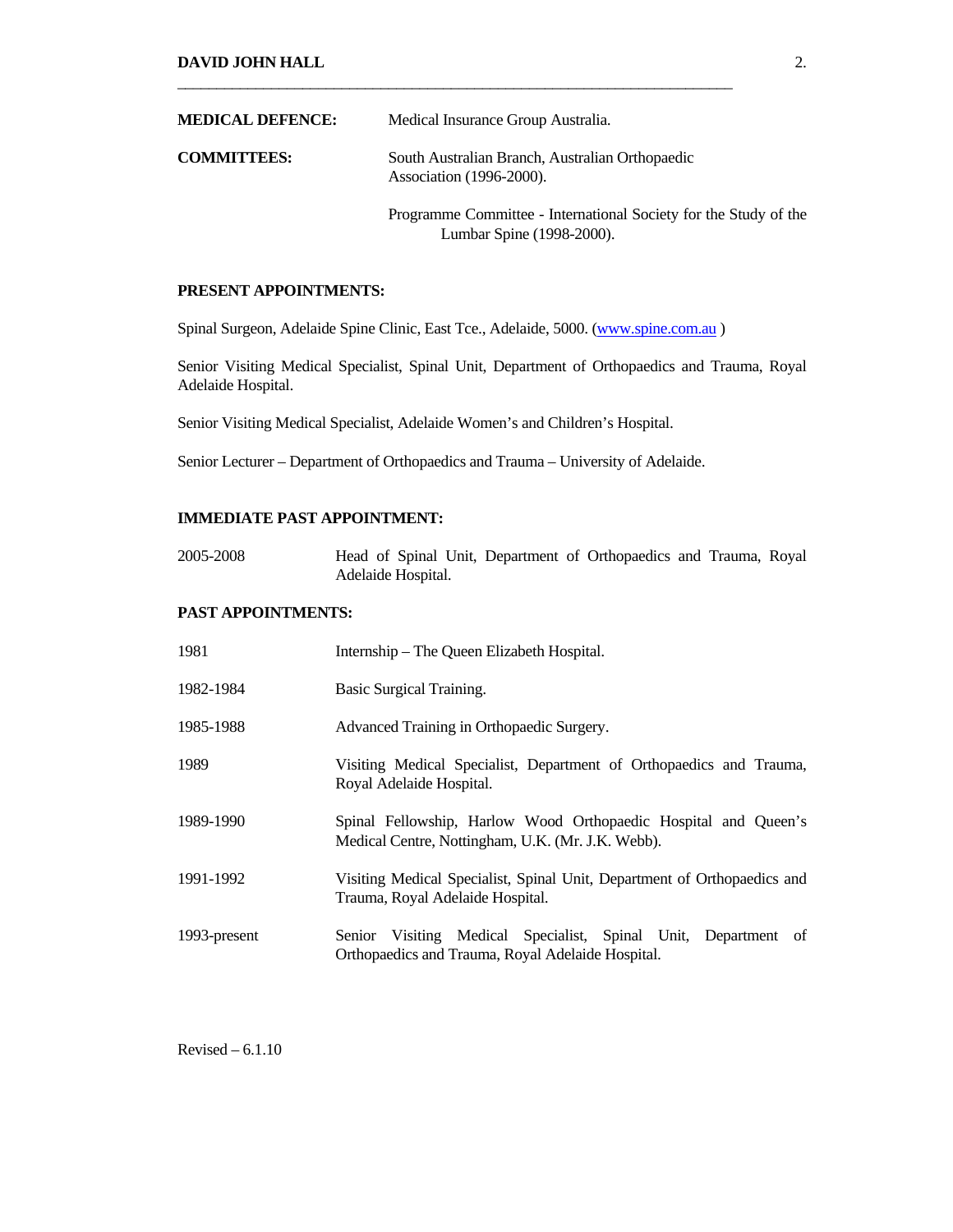**MEDICAL DEFENCE:** Medical Insurance Group Australia.

**COMMITTEES:** South Australian Branch, Australian Orthopaedic Association (1996-2000).

Programme Committee - International Society for the Study of the Lumbar Spine (1998-2000).

**PRESENT APPOINTMENTS:**

Spinal Surgeon, Adelaide Spine Clinic, East Tce., Adelaide, 5000. (www.spine.com.au )

Senior Visiting Medical Specialist, Spinal Unit, Department of Orthopaedics and Trauma, Royal Adelaide Hospital.

Senior Visiting Medical Specialist, Adelaide Women's and Children's Hospital.

Senior Lecturer – Department of Orthopaedics and Trauma – University of Adelaide.

**IMMEDIATE PAST APPOINTMENT:**

| | |
|---|---|
| 2005-2008 | Head of Spinal Unit, Department of Orthopaedics and Trauma, Royal Adelaide Hospital. |

**PAST APPOINTMENTS:**

| | |
|---|---|
| 1981 | Internship – The Queen Elizabeth Hospital. |
| 1982-1984 | Basic Surgical Training. |
| 1985-1988 | Advanced Training in Orthopaedic Surgery. |
| 1989 | Visiting Medical Specialist, Department of Orthopaedics and Trauma, Royal Adelaide Hospital. |
| 1989-1990 | Spinal Fellowship, Harlow Wood Orthopaedic Hospital and Queen's Medical Centre, Nottingham, U.K. (Mr. J.K. Webb). |
| 1991-1992 | Visiting Medical Specialist, Spinal Unit, Department of Orthopaedics and Trauma, Royal Adelaide Hospital. |
| 1993-present | Senior Visiting Medical Specialist, Spinal Unit, Department of Orthopaedics and Trauma, Royal Adelaide Hospital. |

Revised – 6.1.10